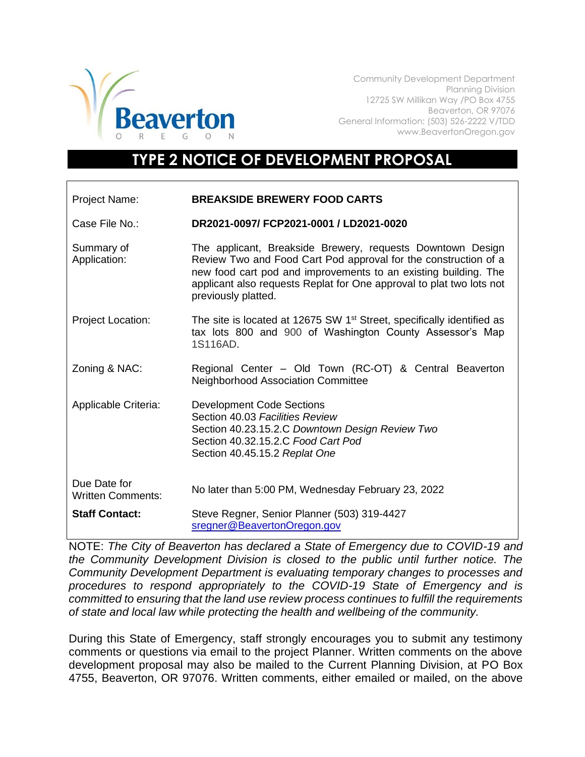Beaverton
OREGON

Community Development Department
Planning Division
12725 SW Millikan Way /PO Box 4755
Beaverton, OR 97076
General Information: (503) 526-2222 V/TDD
www.BeavertonOregon.gov

# TYPE 2 NOTICE OF DEVELOPMENT PROPOSAL

| | |
|---|---|
| Project Name: | **BREAKSIDE BREWERY FOOD CARTS** |
| Case File No.: | **DR2021-0097/ FCP2021-0001 / LD2021-0020** |
| Summary of Application: | The applicant, Breakside Brewery, requests Downtown Design Review Two and Food Cart Pod approval for the construction of a new food cart pod and improvements to an existing building. The applicant also requests Replat for One approval to plat two lots not previously platted. |
| Project Location: | The site is located at 12675 SW 1st Street, specifically identified as tax lots 800 and 900 of Washington County Assessor's Map 1S116AD. |
| Zoning & NAC: | Regional Center – Old Town (RC-OT) & Central Beaverton Neighborhood Association Committee |
| Applicable Criteria: | Development Code Sections<br>Section 40.03 *Facilities Review*<br>Section 40.23.15.2.C *Downtown Design Review Two*<br>Section 40.32.15.2.C *Food Cart Pod*<br>Section 40.45.15.2 *Replat One* |
| Due Date for Written Comments: | No later than 5:00 PM, Wednesday February 23, 2022 |
| **Staff Contact:** | Steve Regner, Senior Planner (503) 319-4427<br>sregner@BeavertonOregon.gov |

NOTE: *The City of Beaverton has declared a State of Emergency due to COVID-19 and the Community Development Division is closed to the public until further notice. The Community Development Department is evaluating temporary changes to processes and procedures to respond appropriately to the COVID-19 State of Emergency and is committed to ensuring that the land use review process continues to fulfill the requirements of state and local law while protecting the health and wellbeing of the community.*

During this State of Emergency, staff strongly encourages you to submit any testimony comments or questions via email to the project Planner. Written comments on the above development proposal may also be mailed to the Current Planning Division, at PO Box 4755, Beaverton, OR 97076. Written comments, either emailed or mailed, on the above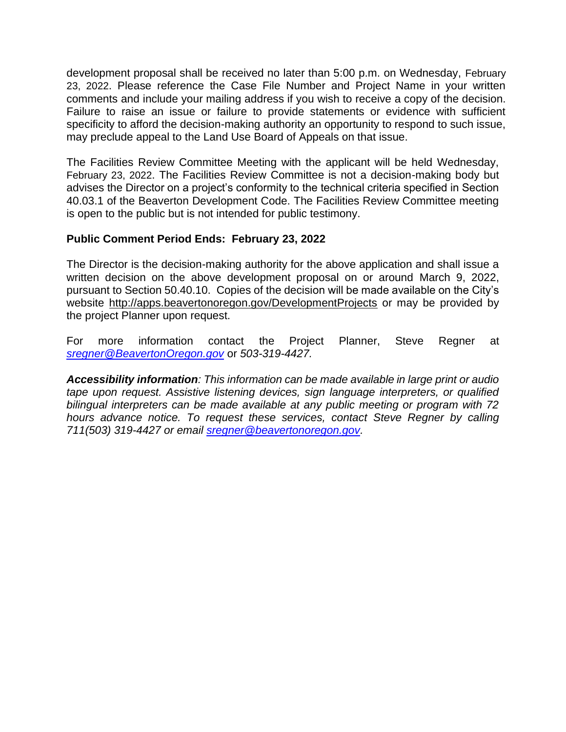development proposal shall be received no later than 5:00 p.m. on Wednesday, February 23, 2022. Please reference the Case File Number and Project Name in your written comments and include your mailing address if you wish to receive a copy of the decision. Failure to raise an issue or failure to provide statements or evidence with sufficient specificity to afford the decision-making authority an opportunity to respond to such issue, may preclude appeal to the Land Use Board of Appeals on that issue.

The Facilities Review Committee Meeting with the applicant will be held Wednesday, February 23, 2022. The Facilities Review Committee is not a decision-making body but advises the Director on a project's conformity to the technical criteria specified in Section 40.03.1 of the Beaverton Development Code. The Facilities Review Committee meeting is open to the public but is not intended for public testimony.

**Public Comment Period Ends: February 23, 2022**

The Director is the decision-making authority for the above application and shall issue a written decision on the above development proposal on or around March 9, 2022, pursuant to Section 50.40.10. Copies of the decision will be made available on the City's website http://apps.beavertonoregon.gov/DevelopmentProjects or may be provided by the project Planner upon request.

For more information contact the Project Planner, Steve Regner at *sregner@BeavertonOregon.gov* or *503-319-4427.*

***Accessibility information****: This information can be made available in large print or audio tape upon request. Assistive listening devices, sign language interpreters, or qualified bilingual interpreters can be made available at any public meeting or program with 72 hours advance notice. To request these services, contact Steve Regner by calling 711(503) 319-4427 or email sregner@beavertonoregon.gov.*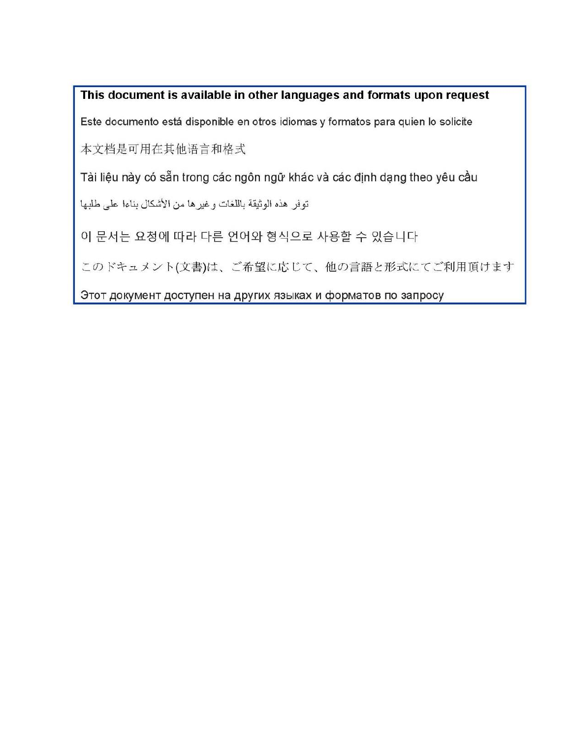**This document is available in other languages and formats upon request**

Este documento está disponible en otros idiomas y formatos para quien lo solicite

本文档是可用在其他语言和格式

Tài liệu này có sẵn trong các ngôn ngữ khác và các định dạng theo yêu cầu

توفر هذه الوثيقة باللغات وغيرها من الأشكال بناءا على طلبها

이 문서는 요청에 따라 다른 언어와 형식으로 사용할 수 있습니다

このドキュメント(文書)は、ご希望に応じて、他の言語と形式にてご利用頂けます

Этот документ доступен на других языках и форматов по запросу